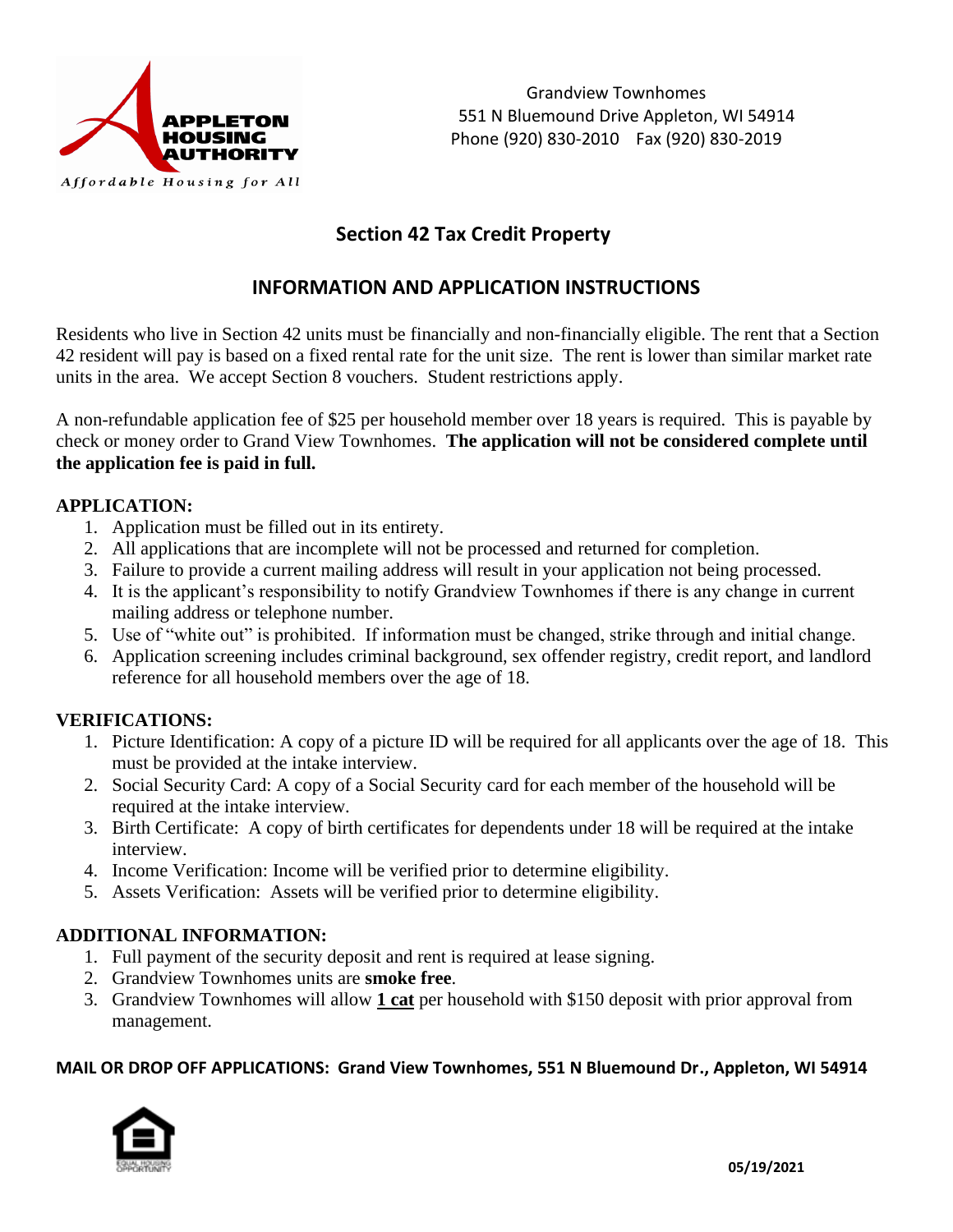APPLETON HOUSING AUTHORITY

*Affordable Housing for All*

Grandview Townhomes
551 N Bluemound Drive Appleton, WI 54914
Phone (920) 830-2010 Fax (920) 830-2019

## Section 42 Tax Credit Property

## INFORMATION AND APPLICATION INSTRUCTIONS

Residents who live in Section 42 units must be financially and non-financially eligible. The rent that a Section 42 resident will pay is based on a fixed rental rate for the unit size. The rent is lower than similar market rate units in the area. We accept Section 8 vouchers. Student restrictions apply.

A non-refundable application fee of $25 per household member over 18 years is required. This is payable by check or money order to Grand View Townhomes. **The application will not be considered complete until the application fee is paid in full.**

### APPLICATION:

1. Application must be filled out in its entirety.
2. All applications that are incomplete will not be processed and returned for completion.
3. Failure to provide a current mailing address will result in your application not being processed.
4. It is the applicant's responsibility to notify Grandview Townhomes if there is any change in current mailing address or telephone number.
5. Use of "white out" is prohibited. If information must be changed, strike through and initial change.
6. Application screening includes criminal background, sex offender registry, credit report, and landlord reference for all household members over the age of 18.

### VERIFICATIONS:

1. Picture Identification: A copy of a picture ID will be required for all applicants over the age of 18. This must be provided at the intake interview.
2. Social Security Card: A copy of a Social Security card for each member of the household will be required at the intake interview.
3. Birth Certificate: A copy of birth certificates for dependents under 18 will be required at the intake interview.
4. Income Verification: Income will be verified prior to determine eligibility.
5. Assets Verification: Assets will be verified prior to determine eligibility.

### ADDITIONAL INFORMATION:

1. Full payment of the security deposit and rent is required at lease signing.
2. Grandview Townhomes units are **smoke free**.
3. Grandview Townhomes will allow **1 cat** per household with $150 deposit with prior approval from management.

**MAIL OR DROP OFF APPLICATIONS: Grand View Townhomes, 551 N Bluemound Dr., Appleton, WI 54914**

EQUAL HOUSING OPPORTUNITY

**05/19/2021**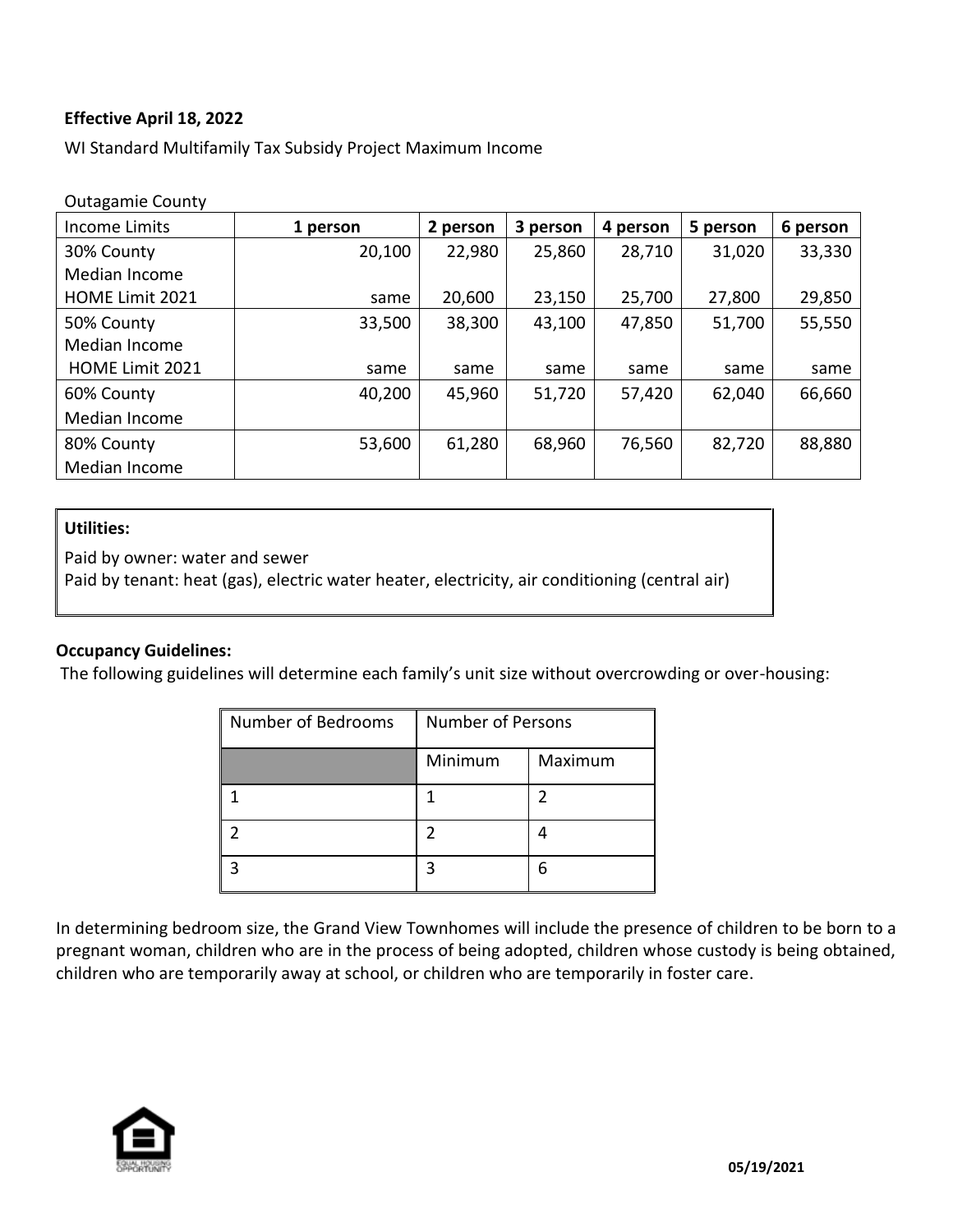**Effective April 18, 2022**

WI Standard Multifamily Tax Subsidy Project Maximum Income

Outagamie County

| Income Limits | 1 person | 2 person | 3 person | 4 person | 5 person | 6 person |
|---|---|---|---|---|---|---|
| 30% County Median Income | 20,100 | 22,980 | 25,860 | 28,710 | 31,020 | 33,330 |
| HOME Limit 2021 | same | 20,600 | 23,150 | 25,700 | 27,800 | 29,850 |
| 50% County Median Income | 33,500 | 38,300 | 43,100 | 47,850 | 51,700 | 55,550 |
| HOME Limit 2021 | same | same | same | same | same | same |
| 60% County Median Income | 40,200 | 45,960 | 51,720 | 57,420 | 62,040 | 66,660 |
| 80% County Median Income | 53,600 | 61,280 | 68,960 | 76,560 | 82,720 | 88,880 |

**Utilities:**

Paid by owner: water and sewer
Paid by tenant: heat (gas), electric water heater, electricity, air conditioning (central air)

**Occupancy Guidelines:**

The following guidelines will determine each family's unit size without overcrowding or over-housing:

| Number of Bedrooms | Number of Persons | |
|---|---|---|
| | Minimum | Maximum |
| 1 | 1 | 2 |
| 2 | 2 | 4 |
| 3 | 3 | 6 |

In determining bedroom size, the Grand View Townhomes will include the presence of children to be born to a pregnant woman, children who are in the process of being adopted, children whose custody is being obtained, children who are temporarily away at school, or children who are temporarily in foster care.

05/19/2021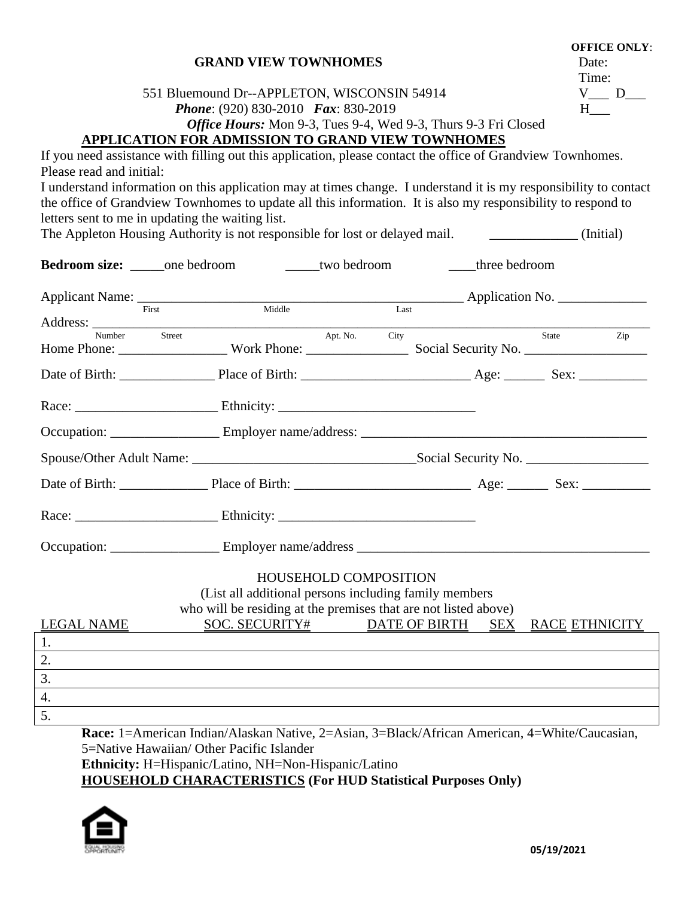**OFFICE ONLY**:
Date:
Time:
V___ D___
H___

**GRAND VIEW TOWNHOMES**

551 Bluemound Dr--APPLETON, WISCONSIN 54914
***Phone***: (920) 830-2010 ***Fax***: 830-2019
***Office Hours:*** Mon 9-3, Tues 9-4, Wed 9-3, Thurs 9-3 Fri Closed

## APPLICATION FOR ADMISSION TO GRAND VIEW TOWNHOMES

If you need assistance with filling out this application, please contact the office of Grandview Townhomes.
Please read and initial:
I understand information on this application may at times change. I understand it is my responsibility to contact the office of Grandview Townhomes to update all this information. It is also my responsibility to respond to letters sent to me in updating the waiting list.
The Appleton Housing Authority is not responsible for lost or delayed mail. _____________ (Initial)

**Bedroom size:** _____one bedroom _____two bedroom ____three bedroom

Applicant Name: _________________________________________________ Application No. _____________
(First / Middle / Last)

Address: ____________________________________________________________________________
(Number / Street / Apt. No. / City / State / Zip)

Home Phone: ________________ Work Phone: _______________ Social Security No. __________________

Date of Birth: ______________ Place of Birth: _________________________ Age: ______ Sex: __________

Race: _____________________ Ethnicity: _____________________________

Occupation: ________________ Employer name/address: ___________________________________________

Spouse/Other Adult Name: _________________________________Social Security No. __________________

Date of Birth: _____________ Place of Birth: __________________________ Age: ______ Sex: __________

Race: _____________________ Ethnicity: _____________________________

Occupation: ________________ Employer name/address ____________________________________________

HOUSEHOLD COMPOSITION
(List all additional persons including family members
who will be residing at the premises that are not listed above)

| LEGAL NAME | SOC. SECURITY# | DATE OF BIRTH | SEX | RACE | ETHNICITY |
|---|---|---|---|---|---|
| 1. | | | | | |
| 2. | | | | | |
| 3. | | | | | |
| 4. | | | | | |
| 5. | | | | | |

**Race:** 1=American Indian/Alaskan Native, 2=Asian, 3=Black/African American, 4=White/Caucasian, 5=Native Hawaiian/ Other Pacific Islander
**Ethnicity:** H=Hispanic/Latino, NH=Non-Hispanic/Latino
**HOUSEHOLD CHARACTERISTICS (For HUD Statistical Purposes Only)**

05/19/2021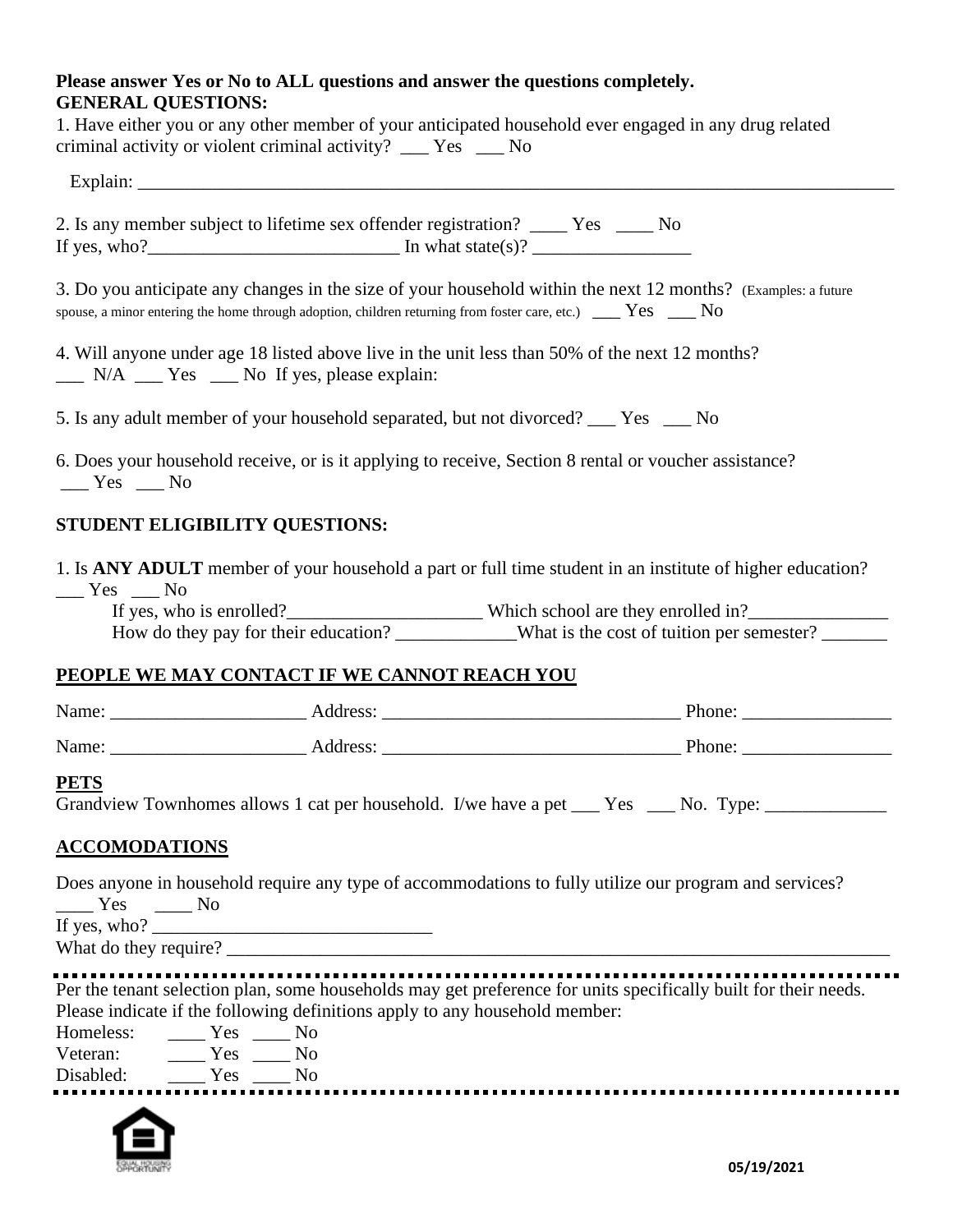**Please answer Yes or No to ALL questions and answer the questions completely.**

**GENERAL QUESTIONS:**

1. Have either you or any other member of your anticipated household ever engaged in any drug related criminal activity or violent criminal activity? ___ Yes ___ No

   Explain: ______________________________________________________________________________

2. Is any member subject to lifetime sex offender registration? ____ Yes ____ No
   If yes, who?___________________________ In what state(s)? _________________

3. Do you anticipate any changes in the size of your household within the next 12 months? (Examples: a future spouse, a minor entering the home through adoption, children returning from foster care, etc.) ___ Yes ___ No

4. Will anyone under age 18 listed above live in the unit less than 50% of the next 12 months?
   ___ N/A ___ Yes ___ No If yes, please explain:

5. Is any adult member of your household separated, but not divorced? ___ Yes ___ No

6. Does your household receive, or is it applying to receive, Section 8 rental or voucher assistance?
   ___ Yes ___ No

**STUDENT ELIGIBILITY QUESTIONS:**

1. Is **ANY ADULT** member of your household a part or full time student in an institute of higher education?
   ___ Yes ___ No
   If yes, who is enrolled?_____________________ Which school are they enrolled in?_______________
   How do they pay for their education? _____________What is the cost of tuition per semester? _______

## PEOPLE WE MAY CONTACT IF WE CANNOT REACH YOU

Name: _____________________ Address: ________________________________ Phone: ________________

Name: _____________________ Address: ________________________________ Phone: ________________

## PETS

Grandview Townhomes allows 1 cat per household. I/we have a pet ___ Yes ___ No. Type: _____________

## ACCOMODATIONS

Does anyone in household require any type of accommodations to fully utilize our program and services?
____ Yes ____ No
If yes, who? ______________________________
What do they require? ____________________________________________________________________________

---

Per the tenant selection plan, some households may get preference for units specifically built for their needs. Please indicate if the following definitions apply to any household member:

Homeless: ____ Yes ____ No
Veteran: ____ Yes ____ No
Disabled: ____ Yes ____ No

---

05/19/2021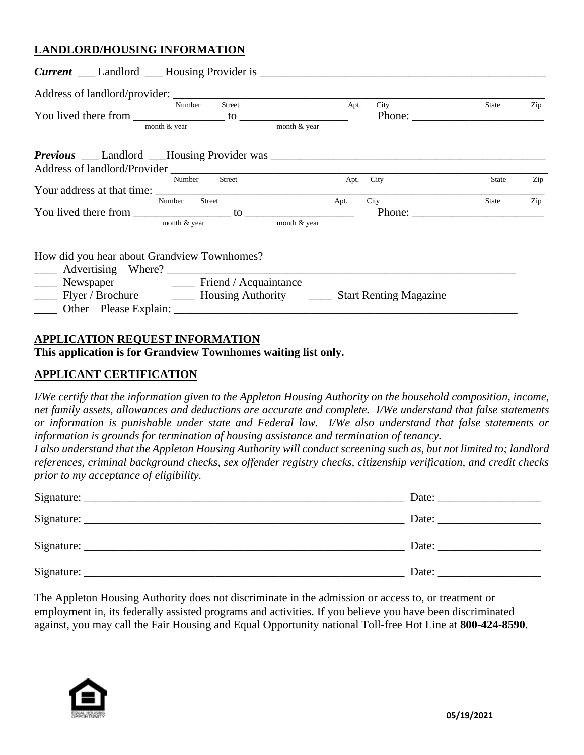## LANDLORD/HOUSING INFORMATION

***Current*** ___ Landlord ___ Housing Provider is ______________________________________________________

Address of landlord/provider: ______________________________________________________________________
Number Street Apt. City State Zip

You lived there from ________________ to ___________________ Phone: ________________________
month & year month & year

***Previous*** ___ Landlord ___Housing Provider was ____________________________________________________

Address of landlord/Provider ______________________________________________________________________
Number Street Apt. City State Zip

Your address at that time: ________________________________________________________________________
Number Street Apt. City State Zip

You lived there from ________________ to ___________________ Phone: ________________________
month & year month & year

How did you hear about Grandview Townhomes?

____ Advertising – Where? ____________________________________________________________

____ Newspaper ____ Friend / Acquaintance

____ Flyer / Brochure ____ Housing Authority ____ Start Renting Magazine

____ Other Please Explain: ______________________________________________________________

## APPLICATION REQUEST INFORMATION

**This application is for Grandview Townhomes waiting list only.**

## APPLICANT CERTIFICATION

*I/We certify that the information given to the Appleton Housing Authority on the household composition, income, net family assets, allowances and deductions are accurate and complete. I/We understand that false statements or information is punishable under state and Federal law. I/We also understand that false statements or information is grounds for termination of housing assistance and termination of tenancy.*

*I also understand that the Appleton Housing Authority will conduct screening such as, but not limited to; landlord references, criminal background checks, sex offender registry checks, citizenship verification, and credit checks prior to my acceptance of eligibility.*

Signature: ________________________________________________________ Date: __________________

Signature: ________________________________________________________ Date: __________________

Signature: ________________________________________________________ Date: __________________

Signature: ________________________________________________________ Date: __________________

The Appleton Housing Authority does not discriminate in the admission or access to, or treatment or employment in, its federally assisted programs and activities. If you believe you have been discriminated against, you may call the Fair Housing and Equal Opportunity national Toll-free Hot Line at **800-424-8590**.

EQUAL HOUSING OPPORTUNITY

**05/19/2021**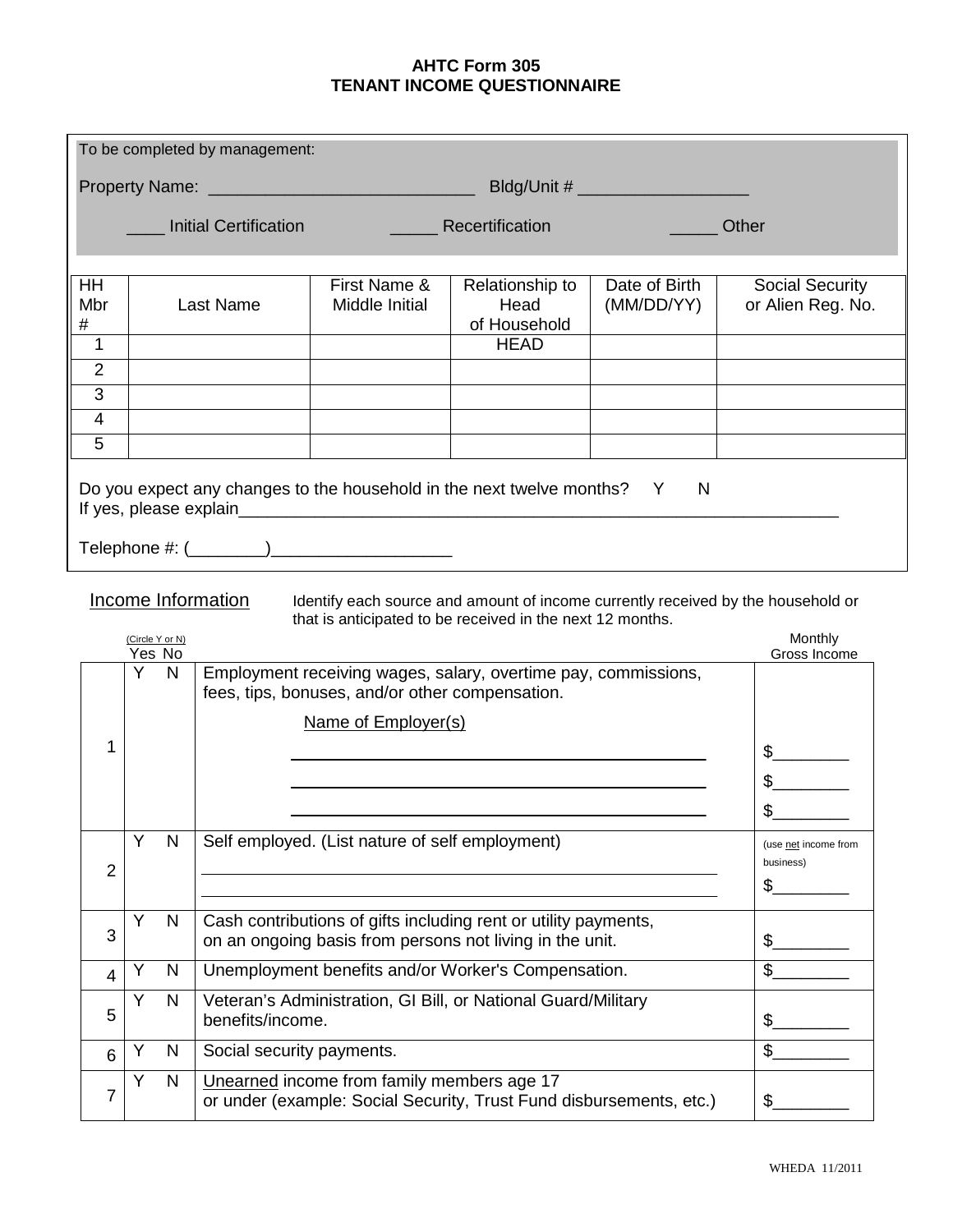# AHTC Form 305
## TENANT INCOME QUESTIONNAIRE

To be completed by management:

Property Name: ____________________________ Bldg/Unit # __________________

____ Initial Certification _____ Recertification _____ Other

| HH Mbr # | Last Name | First Name & Middle Initial | Relationship to Head of Household | Date of Birth (MM/DD/YY) | Social Security or Alien Reg. No. |
|---|---|---|---|---|---|
| 1 | | | HEAD | | |
| 2 | | | | | |
| 3 | | | | | |
| 4 | | | | | |
| 5 | | | | | |

Do you expect any changes to the household in the next twelve months? Y N

If yes, please explain_________________________________________________________________

Telephone #: (________)___________________

**Income Information** Identify each source and amount of income currently received by the household or that is anticipated to be received in the next 12 months.

| | (Circle Y or N) Yes No | | Monthly Gross Income |
|---|---|---|---|
| 1 | Y N | Employment receiving wages, salary, overtime pay, commissions, fees, tips, bonuses, and/or other compensation.<br>Name of Employer(s)<br>___________________________<br>___________________________<br>___________________________ | $________<br>$________<br>$________ |
| 2 | Y N | Self employed. (List nature of self employment)<br>___________________________<br>___________________________ | (use net income from business)<br>$________ |
| 3 | Y N | Cash contributions of gifts including rent or utility payments, on an ongoing basis from persons not living in the unit. | $________ |
| 4 | Y N | Unemployment benefits and/or Worker's Compensation. | $________ |
| 5 | Y N | Veteran's Administration, GI Bill, or National Guard/Military benefits/income. | $________ |
| 6 | Y N | Social security payments. | $________ |
| 7 | Y N | Unearned income from family members age 17 or under (example: Social Security, Trust Fund disbursements, etc.) | $________ |

WHEDA 11/2011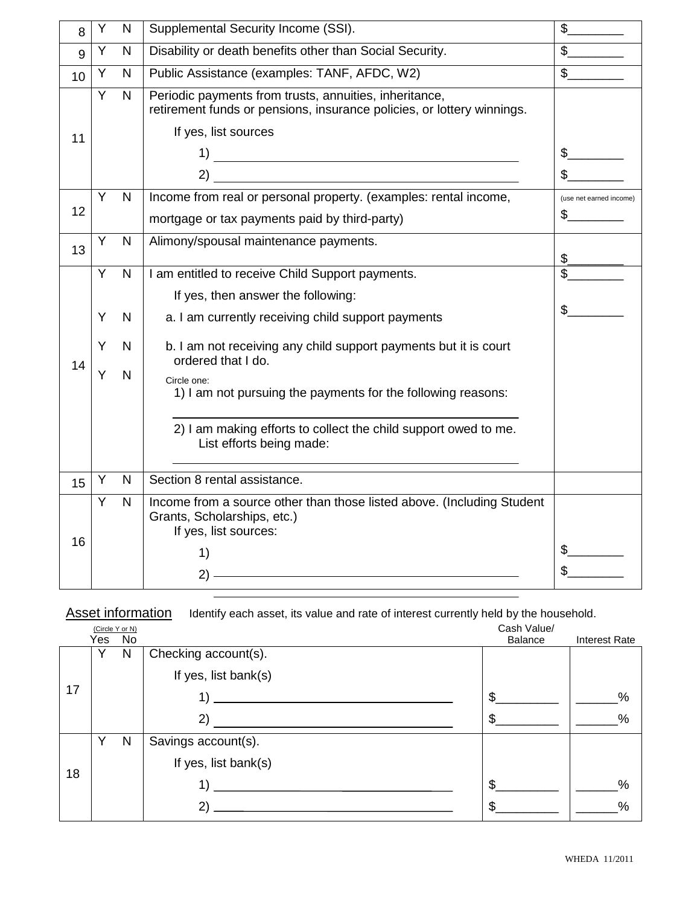| # | Y/N | | Description | Amount |
|---|---|---|---|---|
| 8 | Y | N | Supplemental Security Income (SSI). | $________ |
| 9 | Y | N | Disability or death benefits other than Social Security. | $________ |
| 10 | Y | N | Public Assistance (examples: TANF, AFDC, W2) | $________ |
| 11 | Y | N | Periodic payments from trusts, annuities, inheritance, retirement funds or pensions, insurance policies, or lottery winnings.<br>If yes, list sources<br>1) ________________________<br>2) ________________________ | <br><br>$________<br>$________ |
| 12 | Y | N | Income from real or personal property. (examples: rental income, mortgage or tax payments paid by third-party) | (use net earned income)<br>$________ |
| 13 | Y | N | Alimony/spousal maintenance payments. | $________ |
| 14 | Y<br><br>Y<br>Y<br>Y | N<br><br>N<br>N<br>N | I am entitled to receive Child Support payments.<br>If yes, then answer the following:<br>a. I am currently receiving child support payments<br>b. I am not receiving any child support payments but it is court ordered that I do.<br>Circle one:<br>1) I am not pursuing the payments for the following reasons:<br>________________________<br>2) I am making efforts to collect the child support owed to me. List efforts being made:<br>________________________ | $________<br><br>$________ |
| 15 | Y | N | Section 8 rental assistance. | |
| 16 | Y | N | Income from a source other than those listed above. (Including Student Grants, Scholarships, etc.)<br>If yes, list sources:<br>1)<br>2) ________________________ | <br><br>$________<br>$________ |

Asset information Identify each asset, its value and rate of interest currently held by the household.

| # | Yes (Circle Y or N) | No | | Cash Value/ Balance | Interest Rate |
|---|---|---|---|---|---|
| 17 | Y | N | Checking account(s).<br>If yes, list bank(s)<br>1) ________________________<br>2) ________________________ | <br><br>$_________<br>$_________ | <br><br>______%<br>______% |
| 18 | Y | N | Savings account(s).<br>If yes, list bank(s)<br>1) ________________________<br>2) ________________________ | <br><br>$_________<br>$_________ | <br><br>______%<br>______% |

WHEDA 11/2011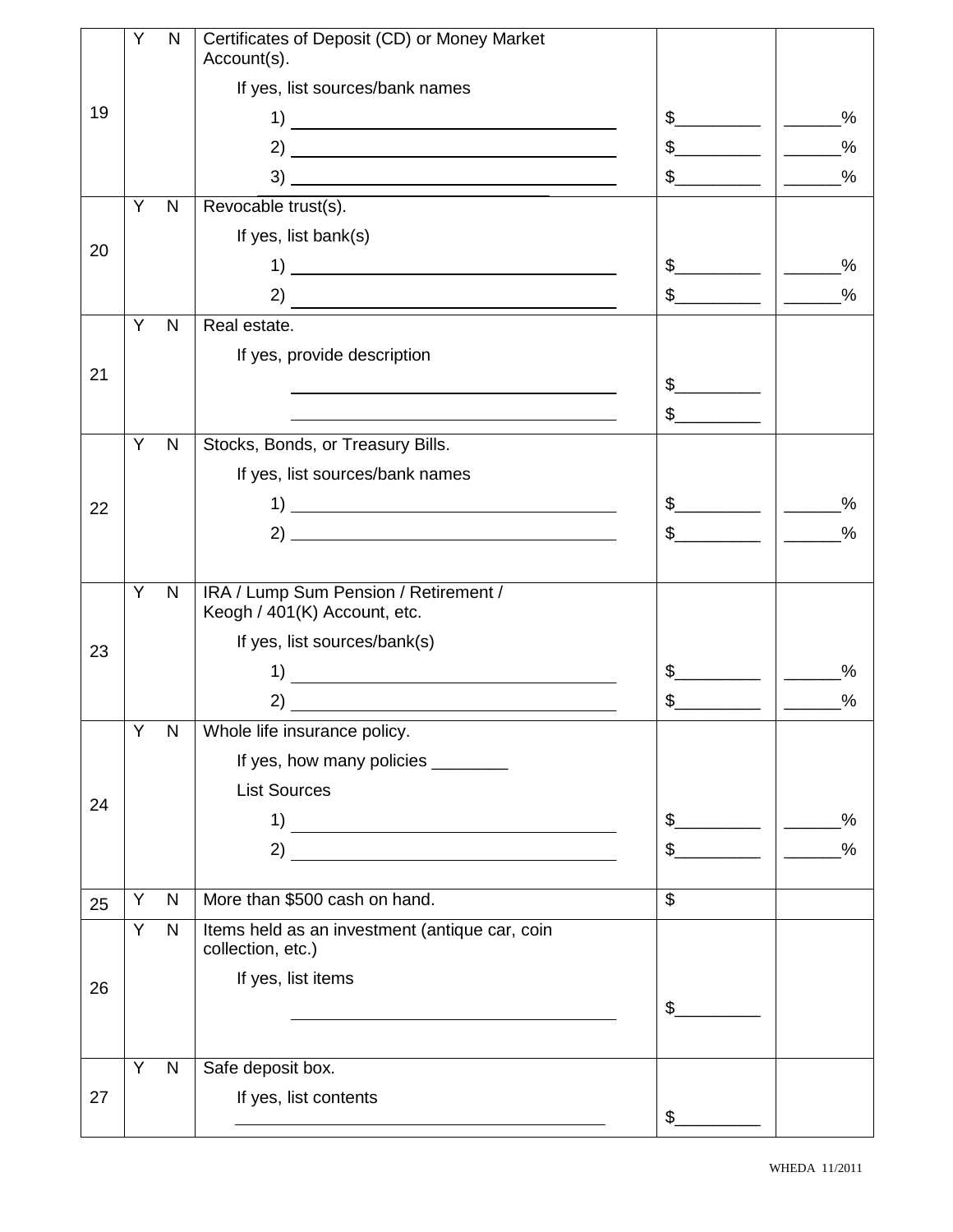| | | | | |
|---|---|---|---|---|
| 19 | Y  N | Certificates of Deposit (CD) or Money Market Account(s).<br><br>If yes, list sources/bank names<br>1) ______________________<br>2) ______________________<br>3) ______________________ | <br><br><br>$_________<br>$_________<br>$_________ | <br><br><br>______%<br>______%<br>______% |
| 20 | Y  N | Revocable trust(s).<br><br>If yes, list bank(s)<br>1) ______________________<br>2) ______________________ | <br><br>$_________<br>$_________ | <br><br>______%<br>______% |
| 21 | Y  N | Real estate.<br><br>If yes, provide description<br>______________________<br>______________________ | <br><br>$_________<br>$_________ | |
| 22 | Y  N | Stocks, Bonds, or Treasury Bills.<br><br>If yes, list sources/bank names<br>1) ______________________<br>2) ______________________ | <br><br>$_________<br>$_________ | <br><br>______%<br>______% |
| 23 | Y  N | IRA / Lump Sum Pension / Retirement / Keogh / 401(K) Account, etc.<br><br>If yes, list sources/bank(s)<br>1) ______________________<br>2) ______________________ | <br><br><br>$_________<br>$_________ | <br><br><br>______%<br>______% |
| 24 | Y  N | Whole life insurance policy.<br><br>If yes, how many policies ________<br>List Sources<br>1) ______________________<br>2) ______________________ | <br><br><br><br>$_________<br>$_________ | <br><br><br><br>______%<br>______% |
| 25 | Y  N | More than $500 cash on hand. | $ | |
| 26 | Y  N | Items held as an investment (antique car, coin collection, etc.)<br><br>If yes, list items<br>______________________ | <br><br><br>$_________ | |
| 27 | Y  N | Safe deposit box.<br><br>If yes, list contents<br>______________________ | <br><br>$_________ | |

WHEDA 11/2011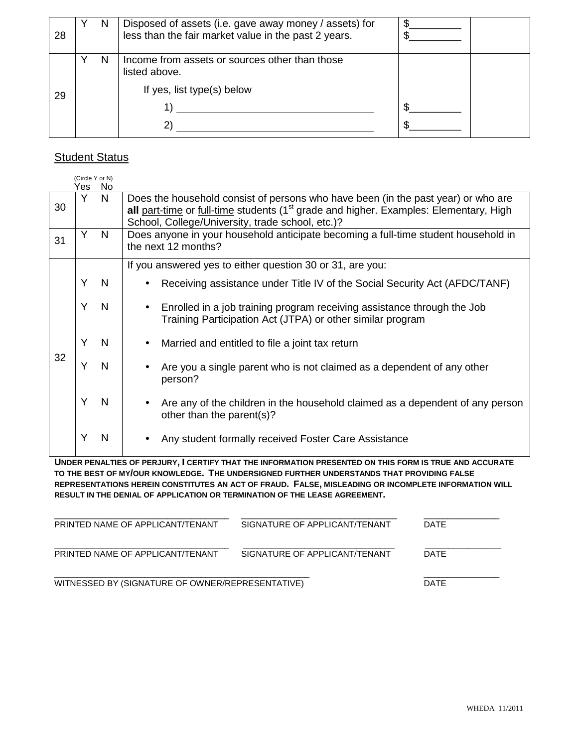| 28 | Y N | Disposed of assets (i.e. gave away money / assets) for less than the fair market value in the past 2 years. | \$\_\_\_\_\_\_\_\_\_<br>\$\_\_\_\_\_\_\_\_\_ | |
|---|---|---|---|---|
| 29 | Y N | Income from assets or sources other than those listed above.<br>If yes, list type(s) below<br>1) \_\_\_\_\_\_\_\_\_\_\_\_\_\_\_\_\_\_\_\_\_\_\_\_\_\_\_\_\_\_\_\_\_\_<br>2) \_\_\_\_\_\_\_\_\_\_\_\_\_\_\_\_\_\_\_\_\_\_\_\_\_\_\_\_\_\_\_\_\_\_ | <br><br><br>\$\_\_\_\_\_\_\_\_\_<br>\$\_\_\_\_\_\_\_\_\_ | |

## Student Status

(Circle Y or N)

| | Yes No | |
|---|---|---|
| 30 | Y N | Does the household consist of persons who have been (in the past year) or who are **all** part-time or full-time students (1st grade and higher. Examples: Elementary, High School, College/University, trade school, etc.)? |
| 31 | Y N | Does anyone in your household anticipate becoming a full-time student household in the next 12 months? |
| 32 | | If you answered yes to either question 30 or 31, are you: |
| | Y N | • Receiving assistance under Title IV of the Social Security Act (AFDC/TANF) |
| | Y N | • Enrolled in a job training program receiving assistance through the Job Training Participation Act (JTPA) or other similar program |
| | Y N | • Married and entitled to file a joint tax return |
| | Y N | • Are you a single parent who is not claimed as a dependent of any other person? |
| | Y N | • Are any of the children in the household claimed as a dependent of any person other than the parent(s)? |
| | Y N | • Any student formally received Foster Care Assistance |

**UNDER PENALTIES OF PERJURY, I CERTIFY THAT THE INFORMATION PRESENTED ON THIS FORM IS TRUE AND ACCURATE TO THE BEST OF MY/OUR KNOWLEDGE. THE UNDERSIGNED FURTHER UNDERSTANDS THAT PROVIDING FALSE REPRESENTATIONS HEREIN CONSTITUTES AN ACT OF FRAUD. FALSE, MISLEADING OR INCOMPLETE INFORMATION WILL RESULT IN THE DENIAL OF APPLICATION OR TERMINATION OF THE LEASE AGREEMENT.**

\_\_\_\_\_\_\_\_\_\_\_\_\_\_\_\_\_\_\_\_\_\_\_\_\_\_\_\_\_\_\_\_\_\_ \_\_\_\_\_\_\_\_\_\_\_\_\_\_\_\_\_\_\_\_\_\_\_\_\_\_\_\_\_\_ \_\_\_\_\_\_\_\_\_\_\_\_\_\_\_
PRINTED NAME OF APPLICANT/TENANT SIGNATURE OF APPLICANT/TENANT DATE

\_\_\_\_\_\_\_\_\_\_\_\_\_\_\_\_\_\_\_\_\_\_\_\_\_\_\_\_\_\_\_\_\_\_ \_\_\_\_\_\_\_\_\_\_\_\_\_\_\_\_\_\_\_\_\_\_\_\_\_\_\_\_\_\_ \_\_\_\_\_\_\_\_\_\_\_\_\_\_\_
PRINTED NAME OF APPLICANT/TENANT SIGNATURE OF APPLICANT/TENANT DATE

\_\_\_\_\_\_\_\_\_\_\_\_\_\_\_\_\_\_\_\_\_\_\_\_\_\_\_\_\_\_\_\_\_\_\_\_\_\_\_\_\_\_\_\_\_\_\_\_\_ \_\_\_\_\_\_\_\_\_\_\_\_\_\_\_
WITNESSED BY (SIGNATURE OF OWNER/REPRESENTATIVE) DATE

WHEDA 11/2011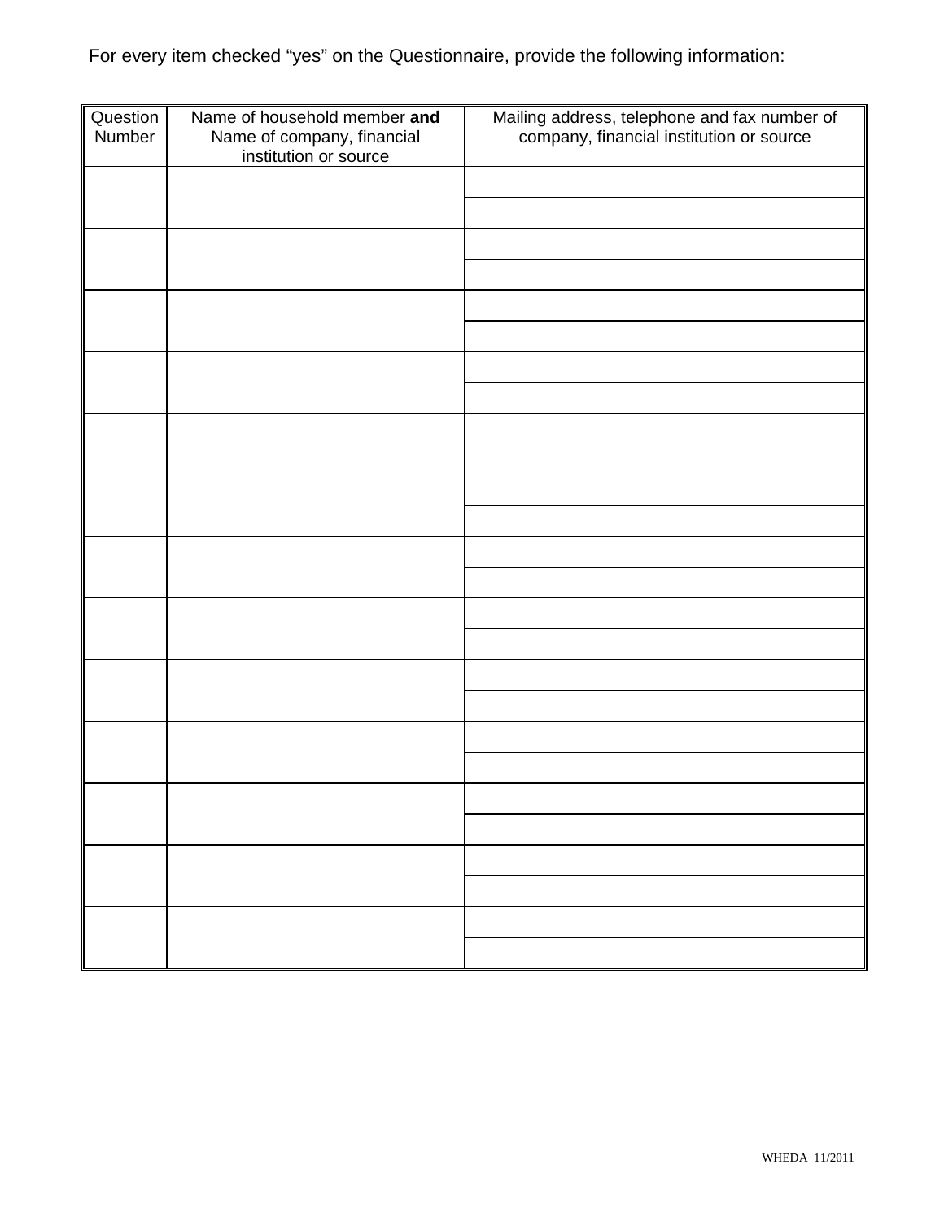For every item checked "yes" on the Questionnaire, provide the following information:

| Question Number | Name of household member **and** Name of company, financial institution or source | Mailing address, telephone and fax number of company, financial institution or source |
|---|---|---|
| | | |
| | | |
| | | |
| | | |
| | | |
| | | |
| | | |
| | | |
| | | |
| | | |
| | | |
| | | |
| | | |
| | | |
| | | |
| | | |
| | | |
| | | |
| | | |
| | | |
| | | |
| | | |
| | | |
| | | |
| | | |
| | | |

WHEDA 11/2011